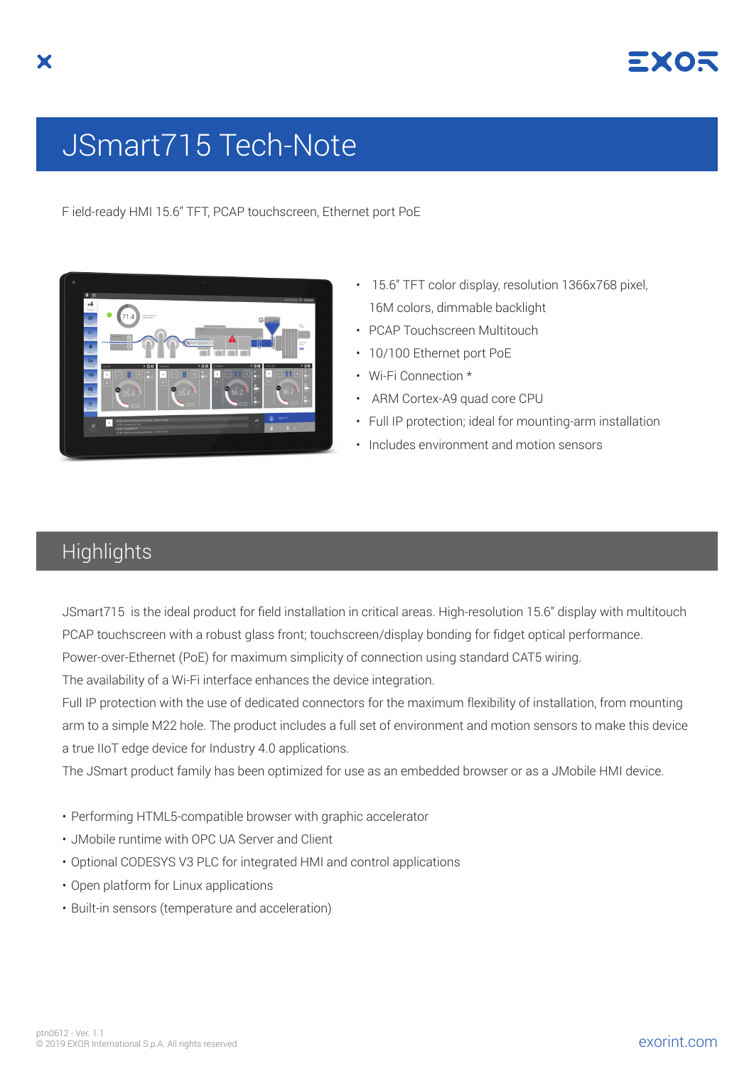# JSmart715 Tech-Note

F ield-ready HMI 15.6" TFT, PCAP touchscreen, Ethernet port PoE

- 15.6" TFT color display, resolution 1366x768 pixel, 16M colors, dimmable backlight
- PCAP Touchscreen Multitouch
- 10/100 Ethernet port PoE
- Wi-Fi Connection *
- ARM Cortex-A9 quad core CPU
- Full IP protection; ideal for mounting-arm installation
- Includes environment and motion sensors

## Highlights

JSmart715 is the ideal product for field installation in critical areas. High-resolution 15.6" display with multitouch PCAP touchscreen with a robust glass front; touchscreen/display bonding for fidget optical performance.
Power-over-Ethernet (PoE) for maximum simplicity of connection using standard CAT5 wiring.
The availability of a Wi-Fi interface enhances the device integration.
Full IP protection with the use of dedicated connectors for the maximum flexibility of installation, from mounting arm to a simple M22 hole. The product includes a full set of environment and motion sensors to make this device a true IIoT edge device for Industry 4.0 applications.
The JSmart product family has been optimized for use as an embedded browser or as a JMobile HMI device.

- Performing HTML5-compatible browser with graphic accelerator
- JMobile runtime with OPC UA Server and Client
- Optional CODESYS V3 PLC for integrated HMI and control applications
- Open platform for Linux applications
- Built-in sensors (temperature and acceleration)

ptn0612 - Ver. 1.1
© 2019 EXOR International S.p.A. All rights reserved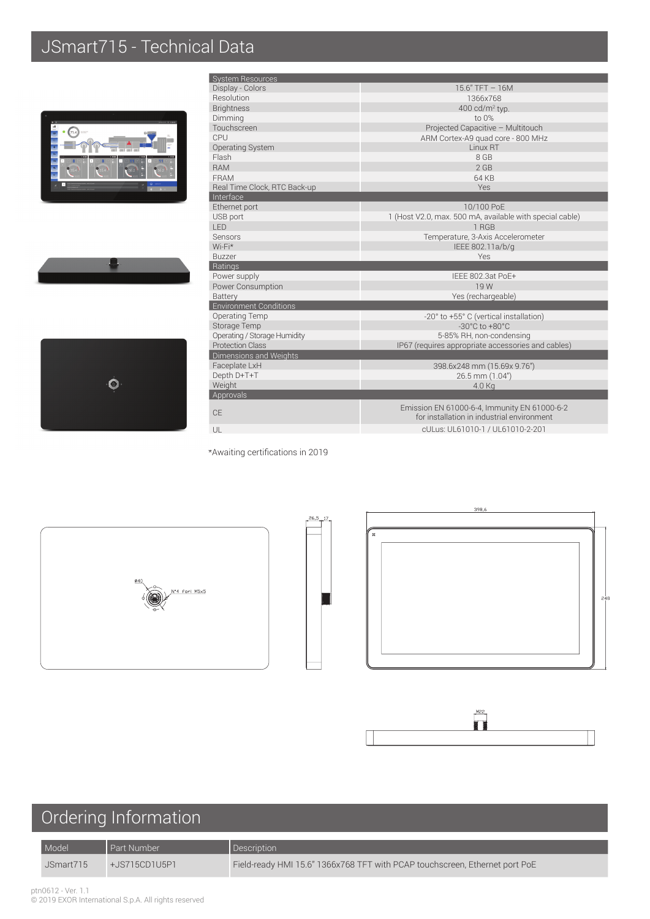# JSmart715 - Technical Data

| | |
|---|---|
| **System Resources** | |
| Display - Colors | 15.6" TFT – 16M |
| Resolution | 1366x768 |
| Brightness | 400 cd/m² typ. |
| Dimming | to 0% |
| Touchscreen | Projected Capacitive – Multitouch |
| CPU | ARM Cortex-A9 quad core - 800 MHz |
| Operating System | Linux RT |
| Flash | 8 GB |
| RAM | 2 GB |
| FRAM | 64 KB |
| Real Time Clock, RTC Back-up | Yes |
| **Interface** | |
| Ethernet port | 10/100 PoE |
| USB port | 1 (Host V2.0, max. 500 mA, available with special cable) |
| LED | 1 RGB |
| Sensors | Temperature, 3-Axis Accelerometer |
| Wi-Fi* | IEEE 802.11a/b/g |
| Buzzer | Yes |
| **Ratings** | |
| Power supply | IEEE 802.3at PoE+ |
| Power Consumption | 19 W |
| Battery | Yes (rechargeable) |
| **Environment Conditions** | |
| Operating Temp | -20° to +55° C (vertical installation) |
| Storage Temp | -30°C to +80°C |
| Operating / Storage Humidity | 5-85% RH, non-condensing |
| Protection Class | IP67 (requires appropriate accessories and cables) |
| **Dimensions and Weights** | |
| Faceplate LxH | 398.6x248 mm (15.69x 9.76") |
| Depth D+T+T | 26.5 mm (1.04") |
| Weight | 4.0 Kg |
| **Approvals** | |
| CE | Emission EN 61000-6-4, Immunity EN 61000-6-2 for installation in industrial environment |
| UL | cULus: UL61010-1 / UL61010-2-201 |

*Awaiting certifications in 2019

ø40

N°4 fori M5x5

26,5

17

398,6

248

M22

# Ordering Information

| Model | Part Number | Description |
|---|---|---|
| JSmart715 | +JS715CD1U5P1 | Field-ready HMI 15.6" 1366x768 TFT with PCAP touchscreen, Ethernet port PoE |

ptn0612 - Ver. 1.1
© 2019 EXOR International S.p.A. All rights reserved